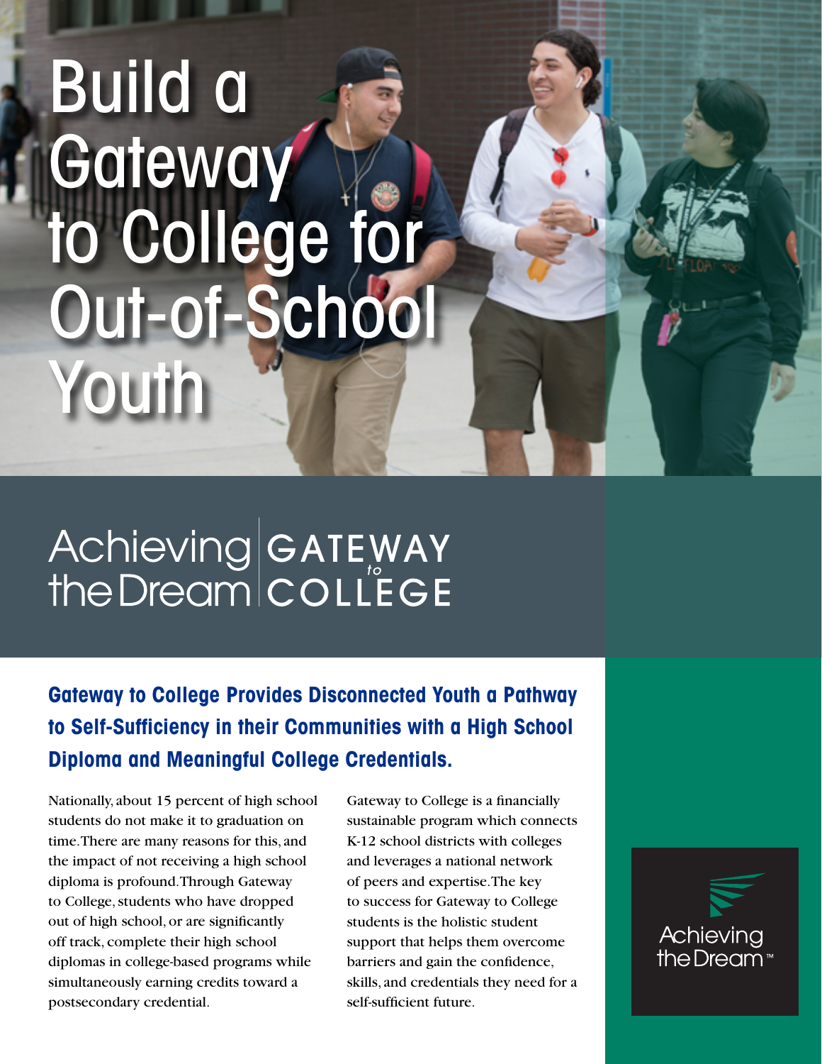# Build a Gateway to College for Out-of-School Youth

Achieving the Dream | GATEWAY to COLLEGE

## Gateway to College Provides Disconnected Youth a Pathway to Self-Sufficiency in their Communities with a High School Diploma and Meaningful College Credentials.

Nationally, about 15 percent of high school students do not make it to graduation on time. There are many reasons for this, and the impact of not receiving a high school diploma is profound. Through Gateway to College, students who have dropped out of high school, or are significantly off track, complete their high school diplomas in college-based programs while simultaneously earning credits toward a postsecondary credential.

Gateway to College is a financially sustainable program which connects K-12 school districts with colleges and leverages a national network of peers and expertise. The key to success for Gateway to College students is the holistic student support that helps them overcome barriers and gain the confidence, skills, and credentials they need for a self-sufficient future.

Achieving the Dream™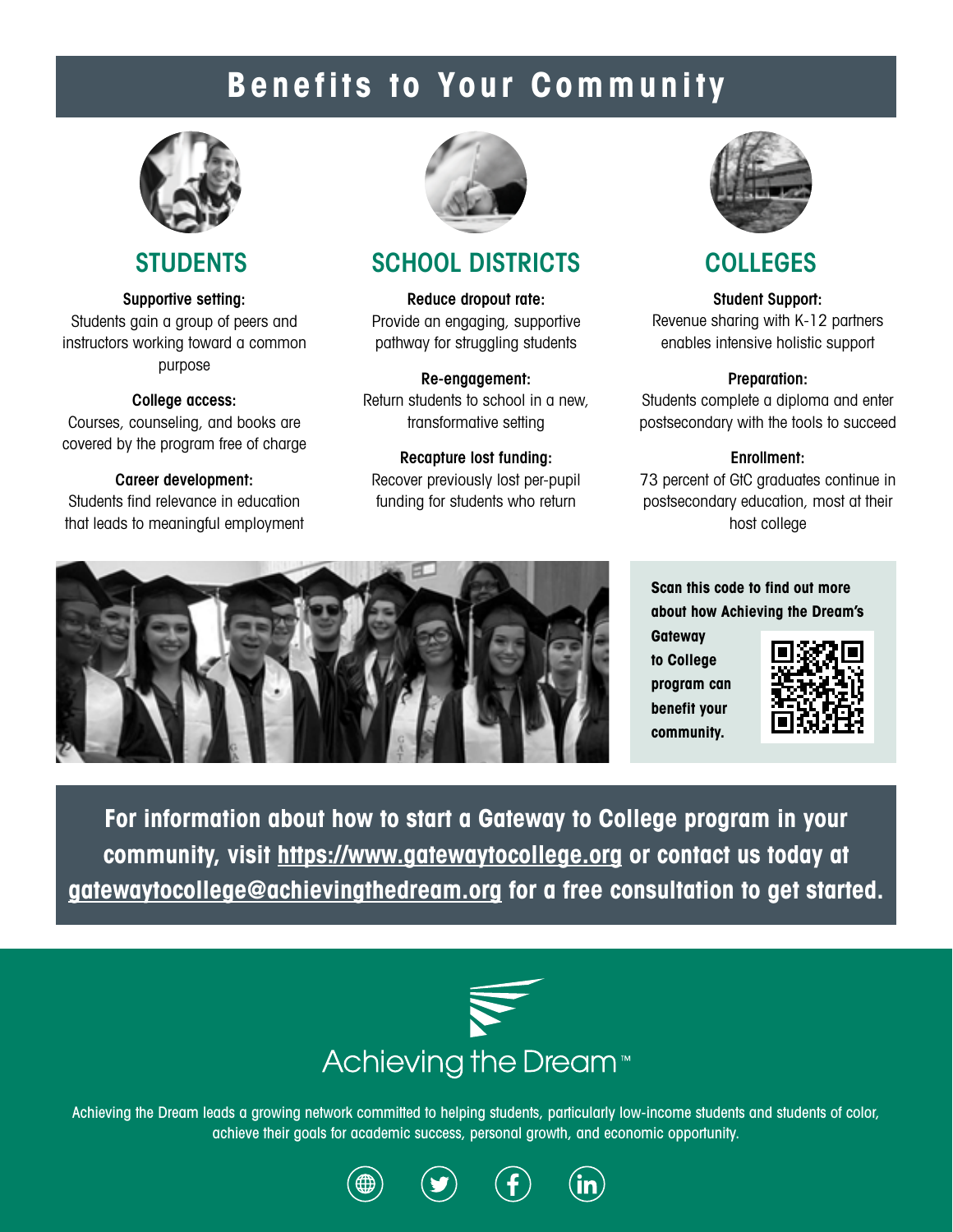# Benefits to Your Community

## STUDENTS

**Supportive setting:**
Students gain a group of peers and instructors working toward a common purpose

**College access:**
Courses, counseling, and books are covered by the program free of charge

**Career development:**
Students find relevance in education that leads to meaningful employment

## SCHOOL DISTRICTS

**Reduce dropout rate:**
Provide an engaging, supportive pathway for struggling students

**Re-engagement:**
Return students to school in a new, transformative setting

**Recapture lost funding:**
Recover previously lost per-pupil funding for students who return

## COLLEGES

**Student Support:**
Revenue sharing with K-12 partners enables intensive holistic support

**Preparation:**
Students complete a diploma and enter postsecondary with the tools to succeed

**Enrollment:**
73 percent of GtC graduates continue in postsecondary education, most at their host college

**Scan this code to find out more about how Achieving the Dream's Gateway to College program can benefit your community.**

**For information about how to start a Gateway to College program in your community, visit https://www.gatewaytocollege.org or contact us today at gatewaytocollege@achievingthedream.org for a free consultation to get started.**

Achieving the Dream™

Achieving the Dream leads a growing network committed to helping students, particularly low-income students and students of color, achieve their goals for academic success, personal growth, and economic opportunity.